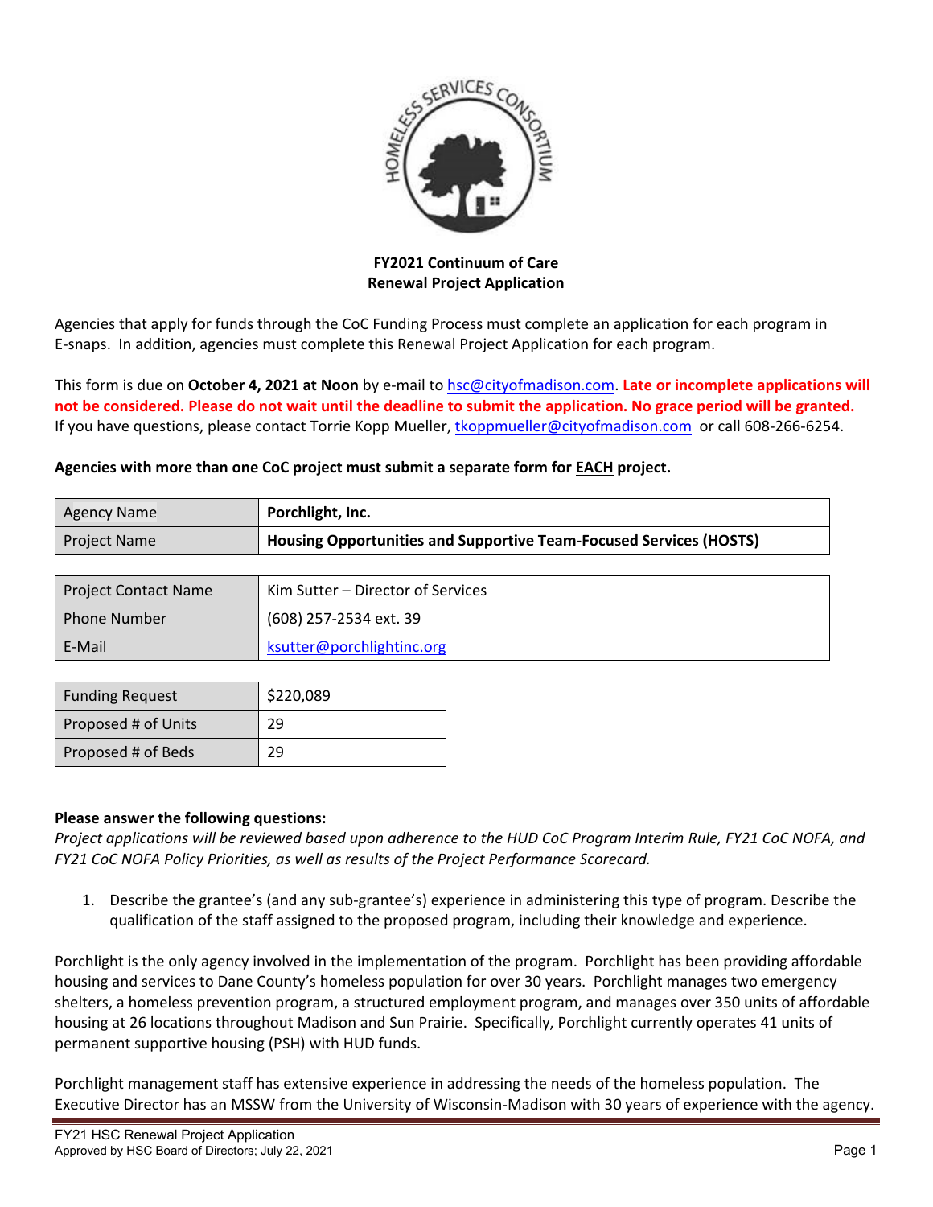**FY2021 Continuum of Care**
**Renewal Project Application**

Agencies that apply for funds through the CoC Funding Process must complete an application for each program in E-snaps. In addition, agencies must complete this Renewal Project Application for each program.

This form is due on **October 4, 2021 at Noon** by e-mail to hsc@cityofmadison.com. **Late or incomplete applications will not be considered. Please do not wait until the deadline to submit the application. No grace period will be granted.** If you have questions, please contact Torrie Kopp Mueller, tkoppmueller@cityofmadison.com or call 608-266-6254.

**Agencies with more than one CoC project must submit a separate form for EACH project.**

| | |
|---|---|
| Agency Name | **Porchlight, Inc.** |
| Project Name | **Housing Opportunities and Supportive Team-Focused Services (HOSTS)** |

| | |
|---|---|
| Project Contact Name | Kim Sutter – Director of Services |
| Phone Number | (608) 257-2534 ext. 39 |
| E-Mail | ksutter@porchlightinc.org |

| | |
|---|---|
| Funding Request | $220,089 |
| Proposed # of Units | 29 |
| Proposed # of Beds | 29 |

**Please answer the following questions:**

*Project applications will be reviewed based upon adherence to the HUD CoC Program Interim Rule, FY21 CoC NOFA, and FY21 CoC NOFA Policy Priorities, as well as results of the Project Performance Scorecard.*

1. Describe the grantee's (and any sub-grantee's) experience in administering this type of program. Describe the qualification of the staff assigned to the proposed program, including their knowledge and experience.

Porchlight is the only agency involved in the implementation of the program. Porchlight has been providing affordable housing and services to Dane County's homeless population for over 30 years. Porchlight manages two emergency shelters, a homeless prevention program, a structured employment program, and manages over 350 units of affordable housing at 26 locations throughout Madison and Sun Prairie. Specifically, Porchlight currently operates 41 units of permanent supportive housing (PSH) with HUD funds.

Porchlight management staff has extensive experience in addressing the needs of the homeless population. The Executive Director has an MSSW from the University of Wisconsin-Madison with 30 years of experience with the agency.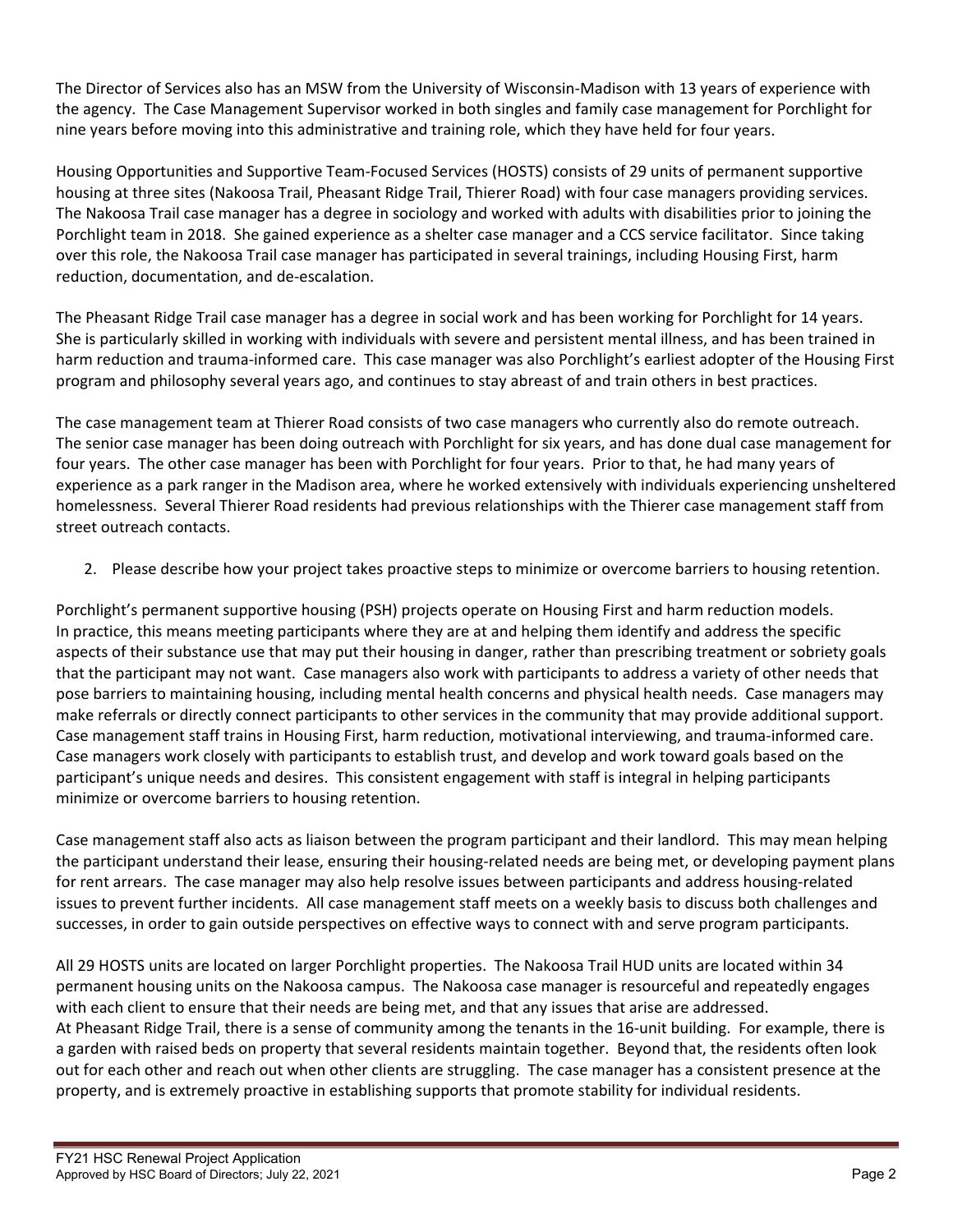The Director of Services also has an MSW from the University of Wisconsin-Madison with 13 years of experience with the agency. The Case Management Supervisor worked in both singles and family case management for Porchlight for nine years before moving into this administrative and training role, which they have held for four years.

Housing Opportunities and Supportive Team-Focused Services (HOSTS) consists of 29 units of permanent supportive housing at three sites (Nakoosa Trail, Pheasant Ridge Trail, Thierer Road) with four case managers providing services. The Nakoosa Trail case manager has a degree in sociology and worked with adults with disabilities prior to joining the Porchlight team in 2018. She gained experience as a shelter case manager and a CCS service facilitator. Since taking over this role, the Nakoosa Trail case manager has participated in several trainings, including Housing First, harm reduction, documentation, and de-escalation.

The Pheasant Ridge Trail case manager has a degree in social work and has been working for Porchlight for 14 years. She is particularly skilled in working with individuals with severe and persistent mental illness, and has been trained in harm reduction and trauma-informed care. This case manager was also Porchlight's earliest adopter of the Housing First program and philosophy several years ago, and continues to stay abreast of and train others in best practices.

The case management team at Thierer Road consists of two case managers who currently also do remote outreach. The senior case manager has been doing outreach with Porchlight for six years, and has done dual case management for four years. The other case manager has been with Porchlight for four years. Prior to that, he had many years of experience as a park ranger in the Madison area, where he worked extensively with individuals experiencing unsheltered homelessness. Several Thierer Road residents had previous relationships with the Thierer case management staff from street outreach contacts.

2. Please describe how your project takes proactive steps to minimize or overcome barriers to housing retention.

Porchlight's permanent supportive housing (PSH) projects operate on Housing First and harm reduction models. In practice, this means meeting participants where they are at and helping them identify and address the specific aspects of their substance use that may put their housing in danger, rather than prescribing treatment or sobriety goals that the participant may not want. Case managers also work with participants to address a variety of other needs that pose barriers to maintaining housing, including mental health concerns and physical health needs. Case managers may make referrals or directly connect participants to other services in the community that may provide additional support. Case management staff trains in Housing First, harm reduction, motivational interviewing, and trauma-informed care. Case managers work closely with participants to establish trust, and develop and work toward goals based on the participant's unique needs and desires. This consistent engagement with staff is integral in helping participants minimize or overcome barriers to housing retention.

Case management staff also acts as liaison between the program participant and their landlord. This may mean helping the participant understand their lease, ensuring their housing-related needs are being met, or developing payment plans for rent arrears. The case manager may also help resolve issues between participants and address housing-related issues to prevent further incidents. All case management staff meets on a weekly basis to discuss both challenges and successes, in order to gain outside perspectives on effective ways to connect with and serve program participants.

All 29 HOSTS units are located on larger Porchlight properties. The Nakoosa Trail HUD units are located within 34 permanent housing units on the Nakoosa campus. The Nakoosa case manager is resourceful and repeatedly engages with each client to ensure that their needs are being met, and that any issues that arise are addressed.
At Pheasant Ridge Trail, there is a sense of community among the tenants in the 16-unit building. For example, there is a garden with raised beds on property that several residents maintain together. Beyond that, the residents often look out for each other and reach out when other clients are struggling. The case manager has a consistent presence at the property, and is extremely proactive in establishing supports that promote stability for individual residents.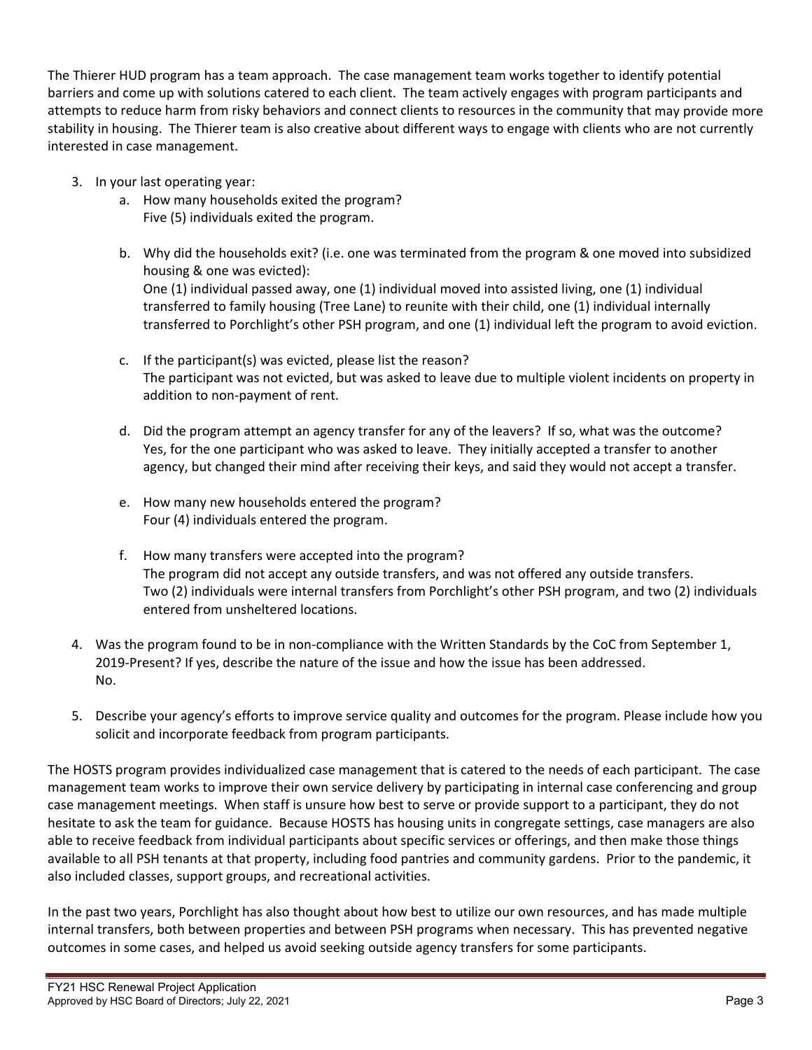The Thierer HUD program has a team approach. The case management team works together to identify potential barriers and come up with solutions catered to each client. The team actively engages with program participants and attempts to reduce harm from risky behaviors and connect clients to resources in the community that may provide more stability in housing. The Thierer team is also creative about different ways to engage with clients who are not currently interested in case management.

3. In your last operating year:
   a. How many households exited the program?
      Five (5) individuals exited the program.

   b. Why did the households exit? (i.e. one was terminated from the program & one moved into subsidized housing & one was evicted):
      One (1) individual passed away, one (1) individual moved into assisted living, one (1) individual transferred to family housing (Tree Lane) to reunite with their child, one (1) individual internally transferred to Porchlight's other PSH program, and one (1) individual left the program to avoid eviction.

   c. If the participant(s) was evicted, please list the reason?
      The participant was not evicted, but was asked to leave due to multiple violent incidents on property in addition to non-payment of rent.

   d. Did the program attempt an agency transfer for any of the leavers? If so, what was the outcome?
      Yes, for the one participant who was asked to leave. They initially accepted a transfer to another agency, but changed their mind after receiving their keys, and said they would not accept a transfer.

   e. How many new households entered the program?
      Four (4) individuals entered the program.

   f. How many transfers were accepted into the program?
      The program did not accept any outside transfers, and was not offered any outside transfers.
      Two (2) individuals were internal transfers from Porchlight's other PSH program, and two (2) individuals entered from unsheltered locations.

4. Was the program found to be in non-compliance with the Written Standards by the CoC from September 1, 2019-Present? If yes, describe the nature of the issue and how the issue has been addressed.
   No.

5. Describe your agency's efforts to improve service quality and outcomes for the program. Please include how you solicit and incorporate feedback from program participants.

The HOSTS program provides individualized case management that is catered to the needs of each participant. The case management team works to improve their own service delivery by participating in internal case conferencing and group case management meetings. When staff is unsure how best to serve or provide support to a participant, they do not hesitate to ask the team for guidance. Because HOSTS has housing units in congregate settings, case managers are also able to receive feedback from individual participants about specific services or offerings, and then make those things available to all PSH tenants at that property, including food pantries and community gardens. Prior to the pandemic, it also included classes, support groups, and recreational activities.

In the past two years, Porchlight has also thought about how best to utilize our own resources, and has made multiple internal transfers, both between properties and between PSH programs when necessary. This has prevented negative outcomes in some cases, and helped us avoid seeking outside agency transfers for some participants.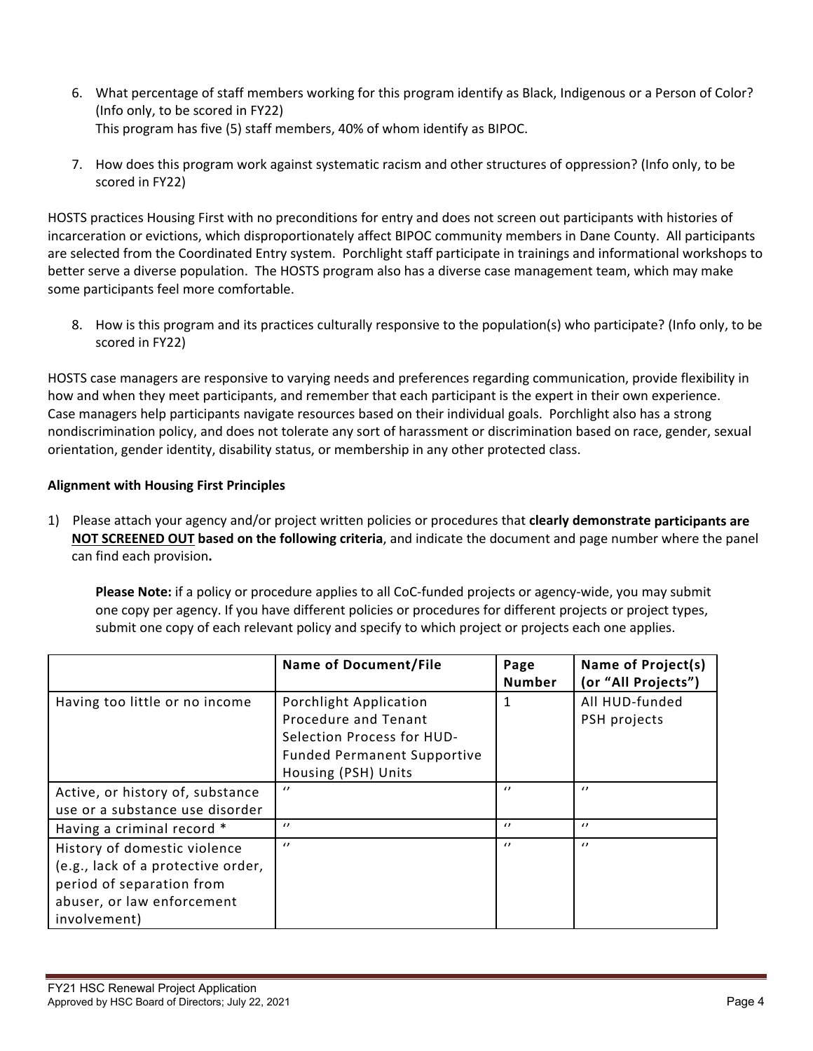6. What percentage of staff members working for this program identify as Black, Indigenous or a Person of Color? (Info only, to be scored in FY22)
   This program has five (5) staff members, 40% of whom identify as BIPOC.

7. How does this program work against systematic racism and other structures of oppression? (Info only, to be scored in FY22)

HOSTS practices Housing First with no preconditions for entry and does not screen out participants with histories of incarceration or evictions, which disproportionately affect BIPOC community members in Dane County. All participants are selected from the Coordinated Entry system. Porchlight staff participate in trainings and informational workshops to better serve a diverse population. The HOSTS program also has a diverse case management team, which may make some participants feel more comfortable.

8. How is this program and its practices culturally responsive to the population(s) who participate? (Info only, to be scored in FY22)

HOSTS case managers are responsive to varying needs and preferences regarding communication, provide flexibility in how and when they meet participants, and remember that each participant is the expert in their own experience. Case managers help participants navigate resources based on their individual goals. Porchlight also has a strong nondiscrimination policy, and does not tolerate any sort of harassment or discrimination based on race, gender, sexual orientation, gender identity, disability status, or membership in any other protected class.

**Alignment with Housing First Principles**

1) Please attach your agency and/or project written policies or procedures that **clearly demonstrate participants are NOT SCREENED OUT based on the following criteria**, and indicate the document and page number where the panel can find each provision**.**

   **Please Note:** if a policy or procedure applies to all CoC-funded projects or agency-wide, you may submit one copy per agency. If you have different policies or procedures for different projects or project types, submit one copy of each relevant policy and specify to which project or projects each one applies.

| | **Name of Document/File** | **Page Number** | **Name of Project(s) (or "All Projects")** |
|---|---|---|---|
| Having too little or no income | Porchlight Application Procedure and Tenant Selection Process for HUD-Funded Permanent Supportive Housing (PSH) Units | 1 | All HUD-funded PSH projects |
| Active, or history of, substance use or a substance use disorder | " | " | " |
| Having a criminal record * | " | " | " |
| History of domestic violence (e.g., lack of a protective order, period of separation from abuser, or law enforcement involvement) | " | " | " |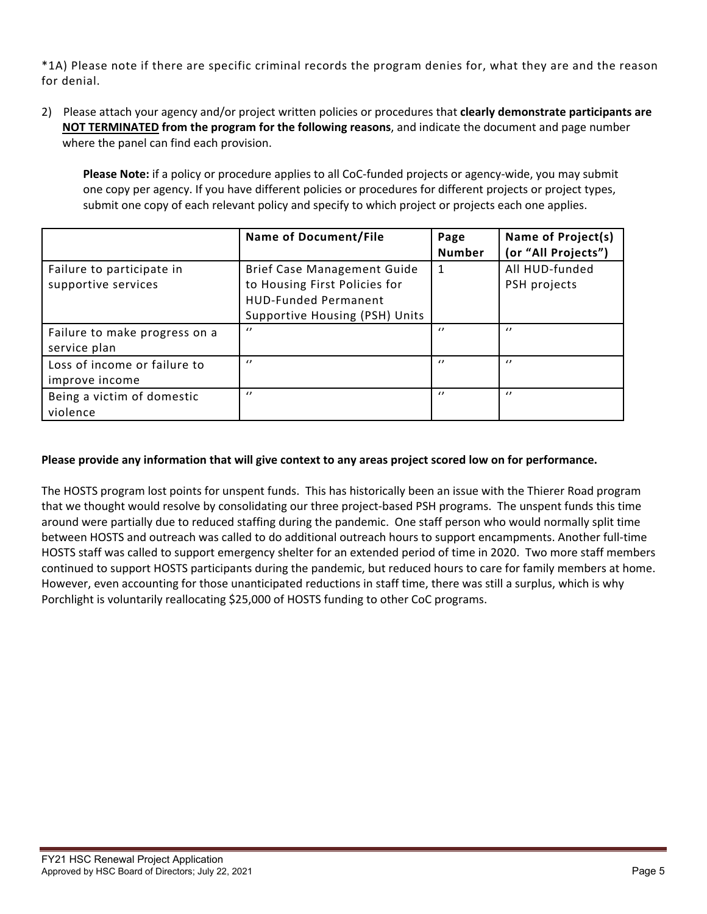*1A) Please note if there are specific criminal records the program denies for, what they are and the reason for denial.

2) Please attach your agency and/or project written policies or procedures that **clearly demonstrate participants are <u>NOT TERMINATED</u> from the program for the following reasons**, and indicate the document and page number where the panel can find each provision.

**Please Note:** if a policy or procedure applies to all CoC-funded projects or agency-wide, you may submit one copy per agency. If you have different policies or procedures for different projects or project types, submit one copy of each relevant policy and specify to which project or projects each one applies.

| | Name of Document/File | Page Number | Name of Project(s) (or "All Projects") |
|---|---|---|---|
| Failure to participate in supportive services | Brief Case Management Guide to Housing First Policies for HUD-Funded Permanent Supportive Housing (PSH) Units | 1 | All HUD-funded PSH projects |
| Failure to make progress on a service plan | '' | '' | '' |
| Loss of income or failure to improve income | '' | '' | '' |
| Being a victim of domestic violence | '' | '' | '' |

**Please provide any information that will give context to any areas project scored low on for performance.**

The HOSTS program lost points for unspent funds. This has historically been an issue with the Thierer Road program that we thought would resolve by consolidating our three project-based PSH programs. The unspent funds this time around were partially due to reduced staffing during the pandemic. One staff person who would normally split time between HOSTS and outreach was called to do additional outreach hours to support encampments. Another full-time HOSTS staff was called to support emergency shelter for an extended period of time in 2020. Two more staff members continued to support HOSTS participants during the pandemic, but reduced hours to care for family members at home. However, even accounting for those unanticipated reductions in staff time, there was still a surplus, which is why Porchlight is voluntarily reallocating $25,000 of HOSTS funding to other CoC programs.